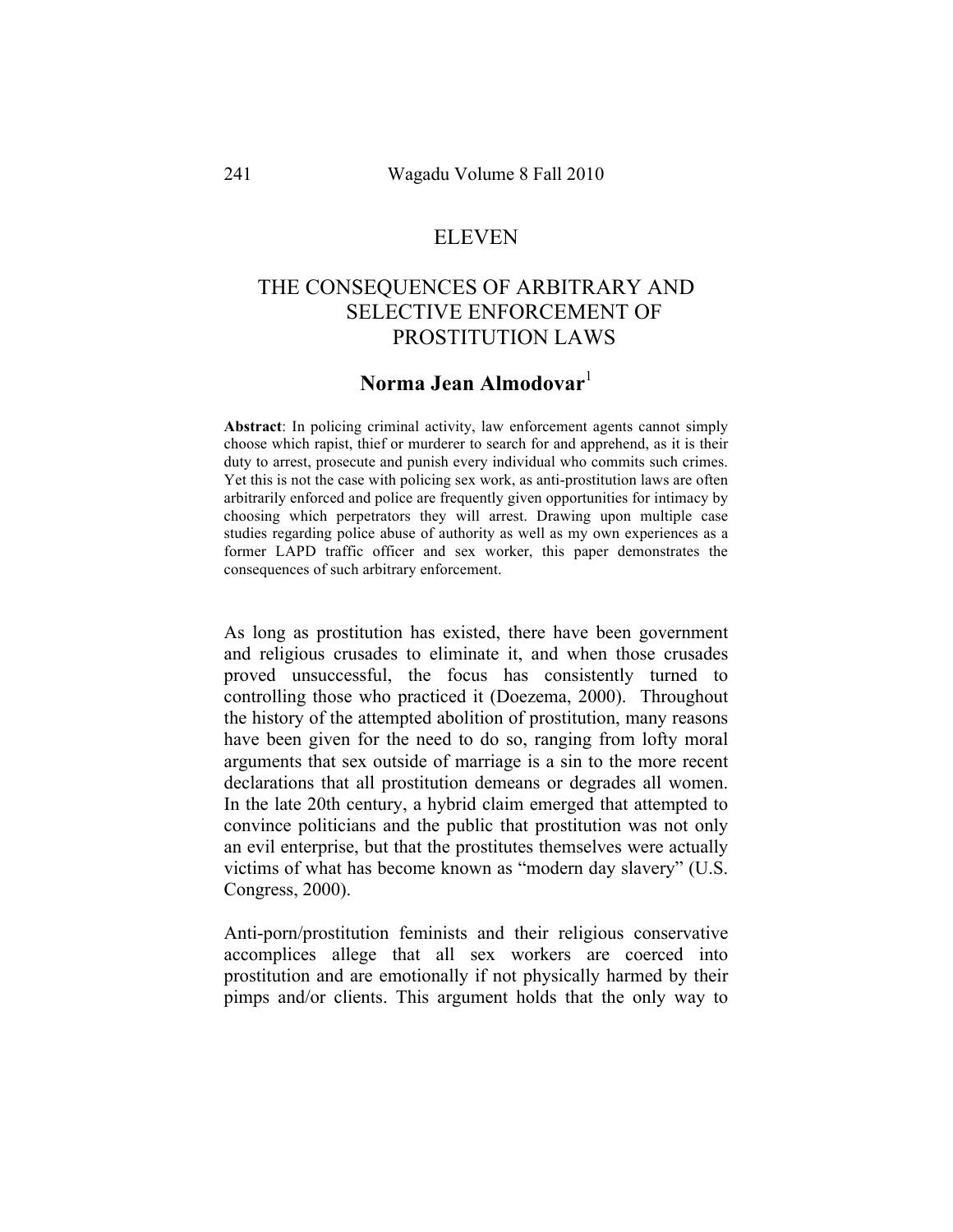# ELEVEN

# THE CONSEQUENCES OF ARBITRARY AND SELECTIVE ENFORCEMENT OF PROSTITUTION LAWS

## Norma Jean Almodovar[1]

**Abstract**: In policing criminal activity, law enforcement agents cannot simply choose which rapist, thief or murderer to search for and apprehend, as it is their duty to arrest, prosecute and punish every individual who commits such crimes. Yet this is not the case with policing sex work, as anti-prostitution laws are often arbitrarily enforced and police are frequently given opportunities for intimacy by choosing which perpetrators they will arrest. Drawing upon multiple case studies regarding police abuse of authority as well as my own experiences as a former LAPD traffic officer and sex worker, this paper demonstrates the consequences of such arbitrary enforcement.

As long as prostitution has existed, there have been government and religious crusades to eliminate it, and when those crusades proved unsuccessful, the focus has consistently turned to controlling those who practiced it (Doezema, 2000). Throughout the history of the attempted abolition of prostitution, many reasons have been given for the need to do so, ranging from lofty moral arguments that sex outside of marriage is a sin to the more recent declarations that all prostitution demeans or degrades all women. In the late 20th century, a hybrid claim emerged that attempted to convince politicians and the public that prostitution was not only an evil enterprise, but that the prostitutes themselves were actually victims of what has become known as "modern day slavery" (U.S. Congress, 2000).

Anti-porn/prostitution feminists and their religious conservative accomplices allege that all sex workers are coerced into prostitution and are emotionally if not physically harmed by their pimps and/or clients. This argument holds that the only way to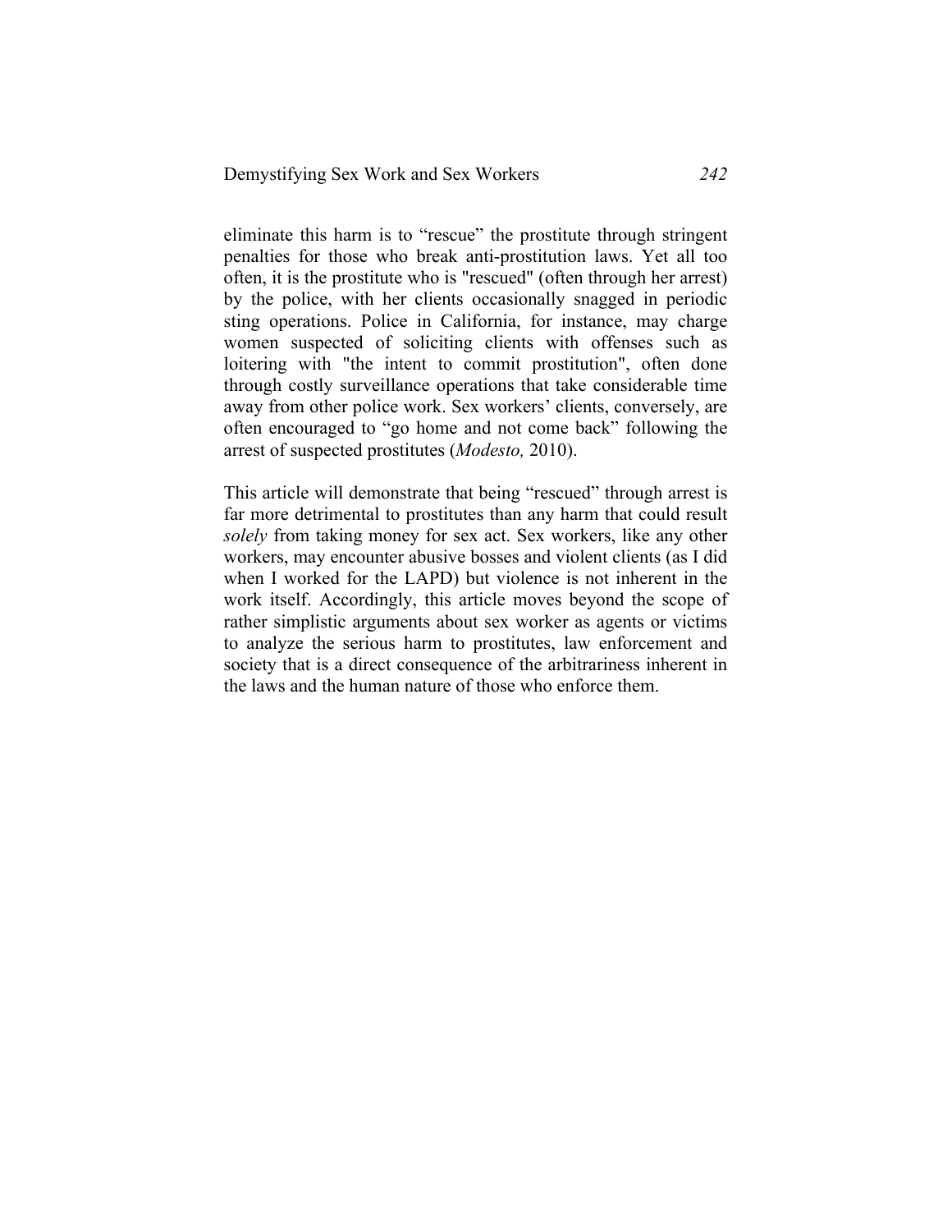eliminate this harm is to “rescue” the prostitute through stringent penalties for those who break anti-prostitution laws. Yet all too often, it is the prostitute who is "rescued" (often through her arrest) by the police, with her clients occasionally snagged in periodic sting operations. Police in California, for instance, may charge women suspected of soliciting clients with offenses such as loitering with "the intent to commit prostitution", often done through costly surveillance operations that take considerable time away from other police work. Sex workers’ clients, conversely, are often encouraged to “go home and not come back” following the arrest of suspected prostitutes (*Modesto,* 2010).

This article will demonstrate that being “rescued” through arrest is far more detrimental to prostitutes than any harm that could result *solely* from taking money for sex act. Sex workers, like any other workers, may encounter abusive bosses and violent clients (as I did when I worked for the LAPD) but violence is not inherent in the work itself. Accordingly, this article moves beyond the scope of rather simplistic arguments about sex worker as agents or victims to analyze the serious harm to prostitutes, law enforcement and society that is a direct consequence of the arbitrariness inherent in the laws and the human nature of those who enforce them.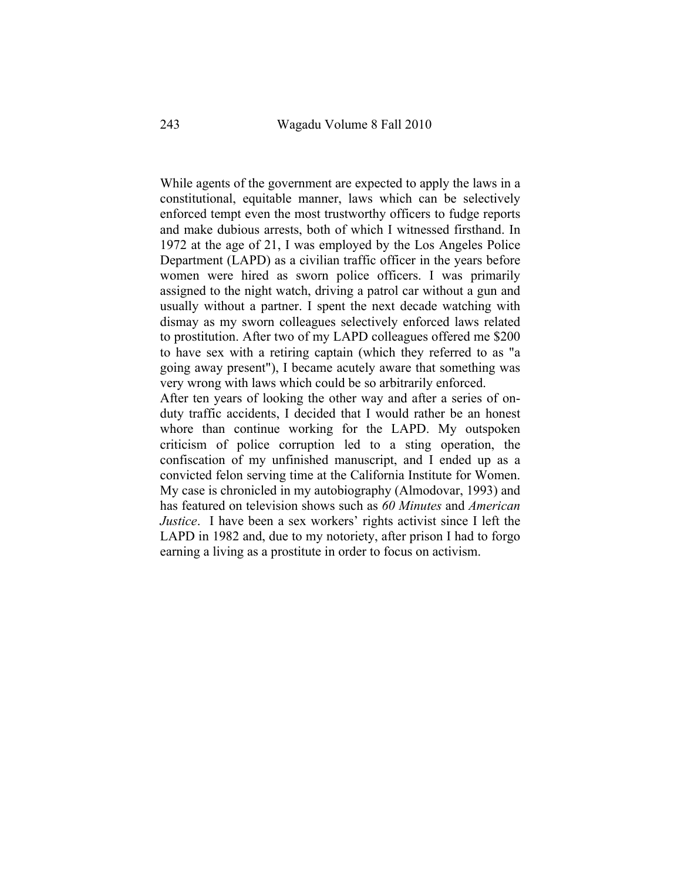While agents of the government are expected to apply the laws in a constitutional, equitable manner, laws which can be selectively enforced tempt even the most trustworthy officers to fudge reports and make dubious arrests, both of which I witnessed firsthand. In 1972 at the age of 21, I was employed by the Los Angeles Police Department (LAPD) as a civilian traffic officer in the years before women were hired as sworn police officers. I was primarily assigned to the night watch, driving a patrol car without a gun and usually without a partner. I spent the next decade watching with dismay as my sworn colleagues selectively enforced laws related to prostitution. After two of my LAPD colleagues offered me $200 to have sex with a retiring captain (which they referred to as "a going away present"), I became acutely aware that something was very wrong with laws which could be so arbitrarily enforced.

After ten years of looking the other way and after a series of on-duty traffic accidents, I decided that I would rather be an honest whore than continue working for the LAPD. My outspoken criticism of police corruption led to a sting operation, the confiscation of my unfinished manuscript, and I ended up as a convicted felon serving time at the California Institute for Women. My case is chronicled in my autobiography (Almodovar, 1993) and has featured on television shows such as *60 Minutes* and *American Justice*. I have been a sex workers' rights activist since I left the LAPD in 1982 and, due to my notoriety, after prison I had to forgo earning a living as a prostitute in order to focus on activism.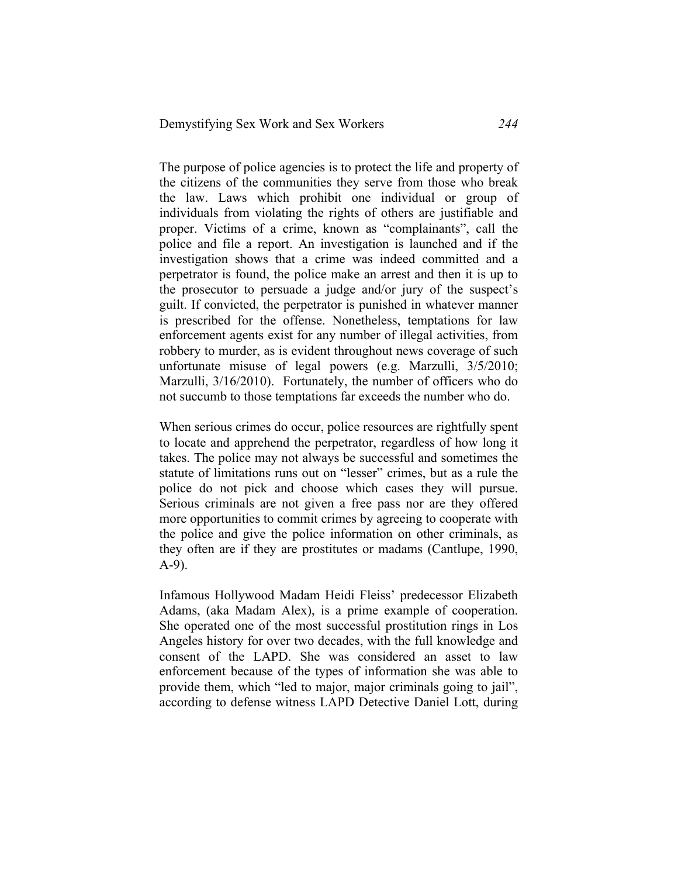The purpose of police agencies is to protect the life and property of the citizens of the communities they serve from those who break the law. Laws which prohibit one individual or group of individuals from violating the rights of others are justifiable and proper. Victims of a crime, known as "complainants", call the police and file a report. An investigation is launched and if the investigation shows that a crime was indeed committed and a perpetrator is found, the police make an arrest and then it is up to the prosecutor to persuade a judge and/or jury of the suspect's guilt. If convicted, the perpetrator is punished in whatever manner is prescribed for the offense. Nonetheless, temptations for law enforcement agents exist for any number of illegal activities, from robbery to murder, as is evident throughout news coverage of such unfortunate misuse of legal powers (e.g. Marzulli, 3/5/2010; Marzulli, 3/16/2010). Fortunately, the number of officers who do not succumb to those temptations far exceeds the number who do.

When serious crimes do occur, police resources are rightfully spent to locate and apprehend the perpetrator, regardless of how long it takes. The police may not always be successful and sometimes the statute of limitations runs out on "lesser" crimes, but as a rule the police do not pick and choose which cases they will pursue. Serious criminals are not given a free pass nor are they offered more opportunities to commit crimes by agreeing to cooperate with the police and give the police information on other criminals, as they often are if they are prostitutes or madams (Cantlupe, 1990, A-9).

Infamous Hollywood Madam Heidi Fleiss' predecessor Elizabeth Adams, (aka Madam Alex), is a prime example of cooperation. She operated one of the most successful prostitution rings in Los Angeles history for over two decades, with the full knowledge and consent of the LAPD. She was considered an asset to law enforcement because of the types of information she was able to provide them, which "led to major, major criminals going to jail", according to defense witness LAPD Detective Daniel Lott, during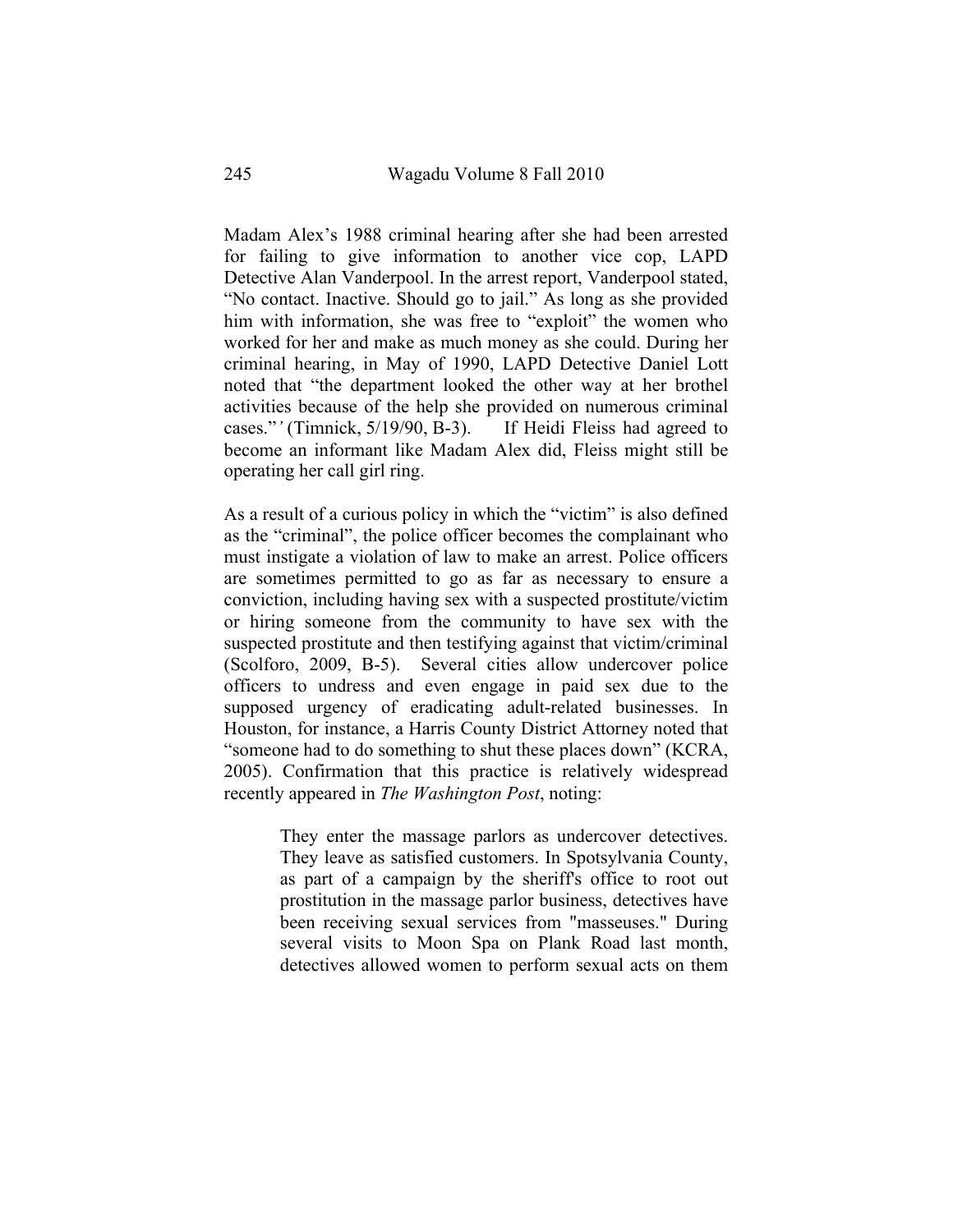Madam Alex's 1988 criminal hearing after she had been arrested for failing to give information to another vice cop, LAPD Detective Alan Vanderpool. In the arrest report, Vanderpool stated, "No contact. Inactive. Should go to jail." As long as she provided him with information, she was free to "exploit" the women who worked for her and make as much money as she could. During her criminal hearing, in May of 1990, LAPD Detective Daniel Lott noted that "the department looked the other way at her brothel activities because of the help she provided on numerous criminal cases."' (Timnick, 5/19/90, B-3). If Heidi Fleiss had agreed to become an informant like Madam Alex did, Fleiss might still be operating her call girl ring.

As a result of a curious policy in which the "victim" is also defined as the "criminal", the police officer becomes the complainant who must instigate a violation of law to make an arrest. Police officers are sometimes permitted to go as far as necessary to ensure a conviction, including having sex with a suspected prostitute/victim or hiring someone from the community to have sex with the suspected prostitute and then testifying against that victim/criminal (Scolforo, 2009, B-5). Several cities allow undercover police officers to undress and even engage in paid sex due to the supposed urgency of eradicating adult-related businesses. In Houston, for instance, a Harris County District Attorney noted that "someone had to do something to shut these places down" (KCRA, 2005). Confirmation that this practice is relatively widespread recently appeared in *The Washington Post*, noting:

> They enter the massage parlors as undercover detectives. They leave as satisfied customers. In Spotsylvania County, as part of a campaign by the sheriff's office to root out prostitution in the massage parlor business, detectives have been receiving sexual services from "masseuses." During several visits to Moon Spa on Plank Road last month, detectives allowed women to perform sexual acts on them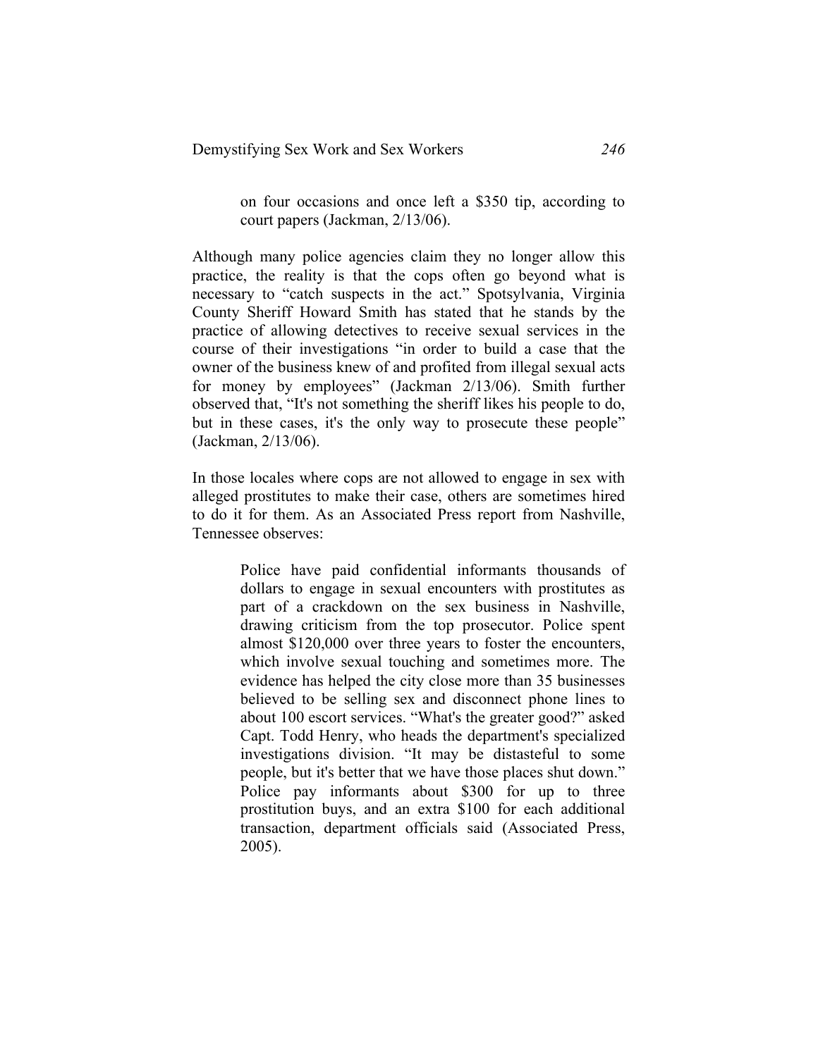> on four occasions and once left a $350 tip, according to court papers (Jackman, 2/13/06).

Although many police agencies claim they no longer allow this practice, the reality is that the cops often go beyond what is necessary to "catch suspects in the act." Spotsylvania, Virginia County Sheriff Howard Smith has stated that he stands by the practice of allowing detectives to receive sexual services in the course of their investigations "in order to build a case that the owner of the business knew of and profited from illegal sexual acts for money by employees" (Jackman 2/13/06). Smith further observed that, "It's not something the sheriff likes his people to do, but in these cases, it's the only way to prosecute these people" (Jackman, 2/13/06).

In those locales where cops are not allowed to engage in sex with alleged prostitutes to make their case, others are sometimes hired to do it for them. As an Associated Press report from Nashville, Tennessee observes:

> Police have paid confidential informants thousands of dollars to engage in sexual encounters with prostitutes as part of a crackdown on the sex business in Nashville, drawing criticism from the top prosecutor. Police spent almost $120,000 over three years to foster the encounters, which involve sexual touching and sometimes more. The evidence has helped the city close more than 35 businesses believed to be selling sex and disconnect phone lines to about 100 escort services. "What's the greater good?" asked Capt. Todd Henry, who heads the department's specialized investigations division. "It may be distasteful to some people, but it's better that we have those places shut down." Police pay informants about $300 for up to three prostitution buys, and an extra $100 for each additional transaction, department officials said (Associated Press, 2005).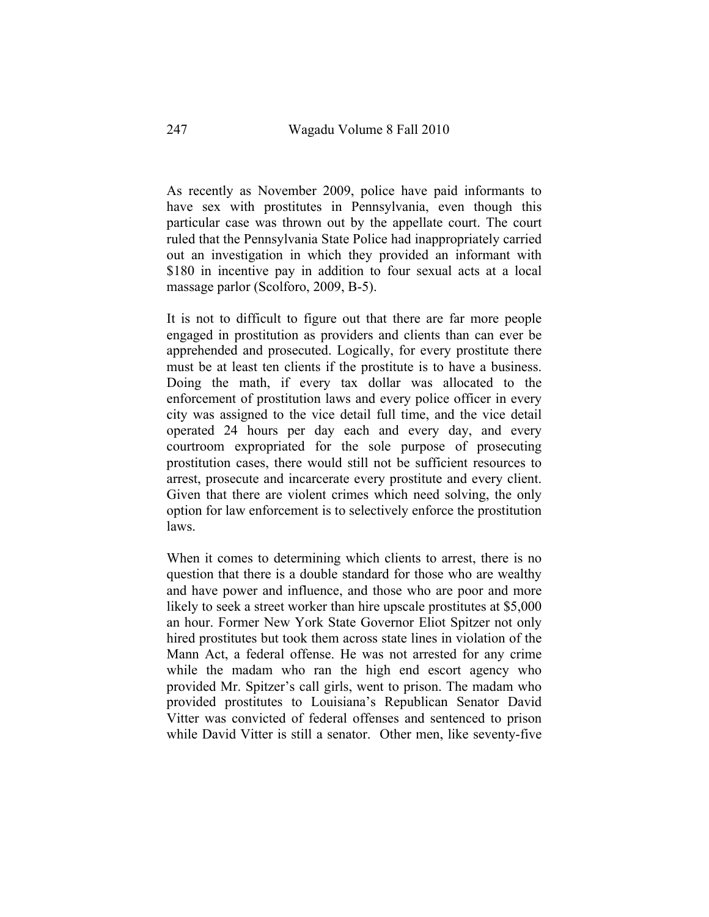As recently as November 2009, police have paid informants to have sex with prostitutes in Pennsylvania, even though this particular case was thrown out by the appellate court. The court ruled that the Pennsylvania State Police had inappropriately carried out an investigation in which they provided an informant with $180 in incentive pay in addition to four sexual acts at a local massage parlor (Scolforo, 2009, B-5).

It is not to difficult to figure out that there are far more people engaged in prostitution as providers and clients than can ever be apprehended and prosecuted. Logically, for every prostitute there must be at least ten clients if the prostitute is to have a business. Doing the math, if every tax dollar was allocated to the enforcement of prostitution laws and every police officer in every city was assigned to the vice detail full time, and the vice detail operated 24 hours per day each and every day, and every courtroom expropriated for the sole purpose of prosecuting prostitution cases, there would still not be sufficient resources to arrest, prosecute and incarcerate every prostitute and every client. Given that there are violent crimes which need solving, the only option for law enforcement is to selectively enforce the prostitution laws.

When it comes to determining which clients to arrest, there is no question that there is a double standard for those who are wealthy and have power and influence, and those who are poor and more likely to seek a street worker than hire upscale prostitutes at $5,000 an hour. Former New York State Governor Eliot Spitzer not only hired prostitutes but took them across state lines in violation of the Mann Act, a federal offense. He was not arrested for any crime while the madam who ran the high end escort agency who provided Mr. Spitzer's call girls, went to prison. The madam who provided prostitutes to Louisiana's Republican Senator David Vitter was convicted of federal offenses and sentenced to prison while David Vitter is still a senator. Other men, like seventy-five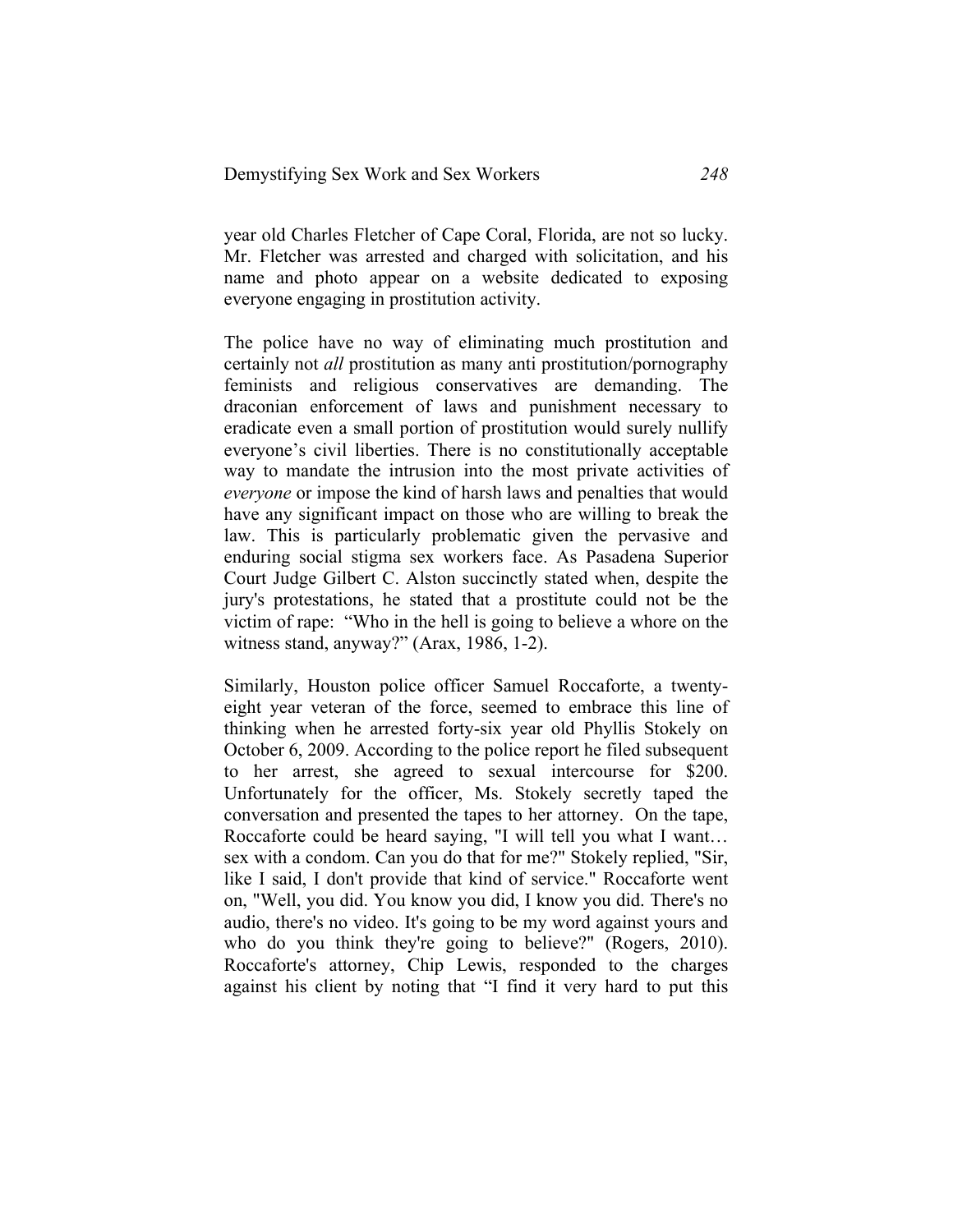year old Charles Fletcher of Cape Coral, Florida, are not so lucky. Mr. Fletcher was arrested and charged with solicitation, and his name and photo appear on a website dedicated to exposing everyone engaging in prostitution activity.

The police have no way of eliminating much prostitution and certainly not *all* prostitution as many anti prostitution/pornography feminists and religious conservatives are demanding. The draconian enforcement of laws and punishment necessary to eradicate even a small portion of prostitution would surely nullify everyone's civil liberties. There is no constitutionally acceptable way to mandate the intrusion into the most private activities of *everyone* or impose the kind of harsh laws and penalties that would have any significant impact on those who are willing to break the law. This is particularly problematic given the pervasive and enduring social stigma sex workers face. As Pasadena Superior Court Judge Gilbert C. Alston succinctly stated when, despite the jury's protestations, he stated that a prostitute could not be the victim of rape: "Who in the hell is going to believe a whore on the witness stand, anyway?" (Arax, 1986, 1-2).

Similarly, Houston police officer Samuel Roccaforte, a twenty-eight year veteran of the force, seemed to embrace this line of thinking when he arrested forty-six year old Phyllis Stokely on October 6, 2009. According to the police report he filed subsequent to her arrest, she agreed to sexual intercourse for $200. Unfortunately for the officer, Ms. Stokely secretly taped the conversation and presented the tapes to her attorney. On the tape, Roccaforte could be heard saying, "I will tell you what I want… sex with a condom. Can you do that for me?" Stokely replied, "Sir, like I said, I don't provide that kind of service." Roccaforte went on, "Well, you did. You know you did, I know you did. There's no audio, there's no video. It's going to be my word against yours and who do you think they're going to believe?" (Rogers, 2010). Roccaforte's attorney, Chip Lewis, responded to the charges against his client by noting that "I find it very hard to put this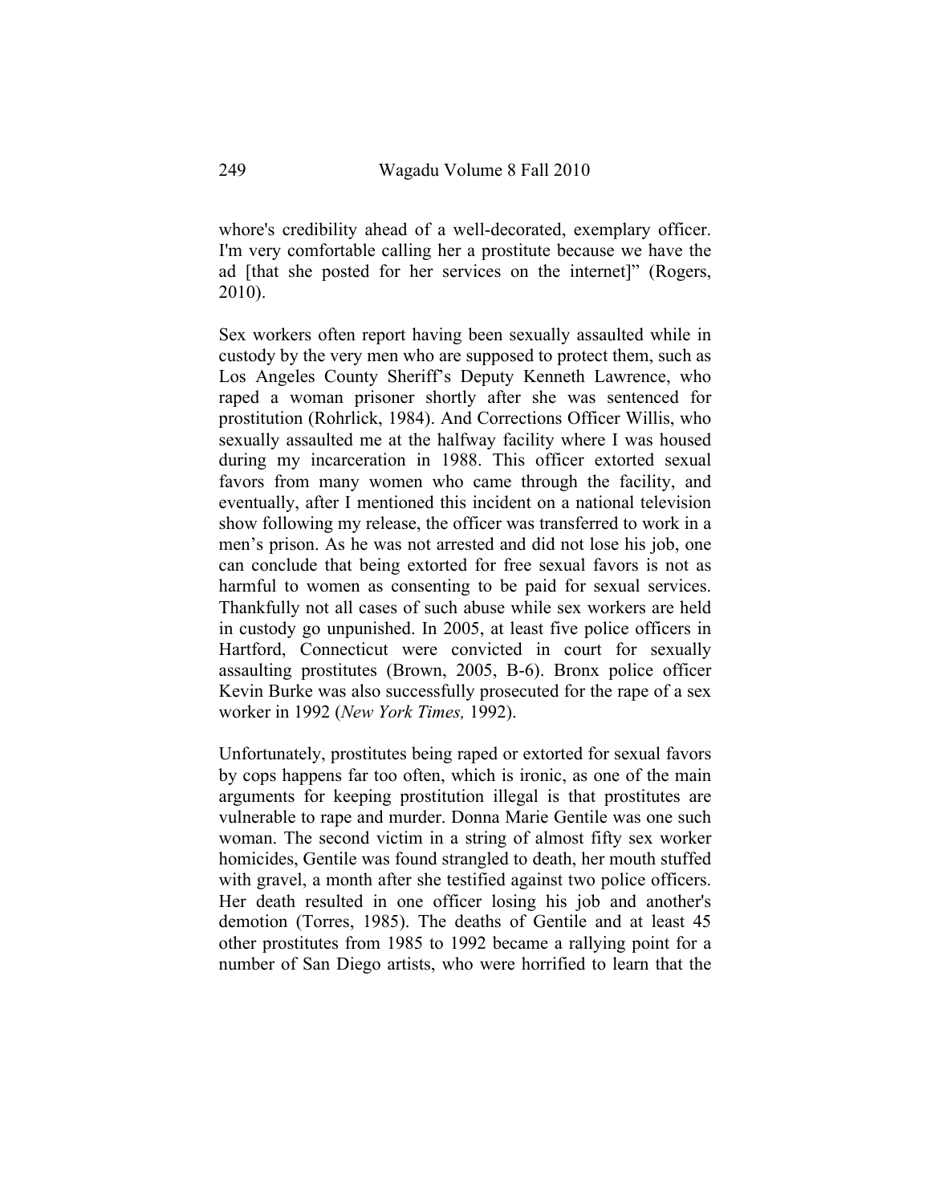whore's credibility ahead of a well-decorated, exemplary officer. I'm very comfortable calling her a prostitute because we have the ad [that she posted for her services on the internet]" (Rogers, 2010).

Sex workers often report having been sexually assaulted while in custody by the very men who are supposed to protect them, such as Los Angeles County Sheriff's Deputy Kenneth Lawrence, who raped a woman prisoner shortly after she was sentenced for prostitution (Rohrlick, 1984). And Corrections Officer Willis, who sexually assaulted me at the halfway facility where I was housed during my incarceration in 1988. This officer extorted sexual favors from many women who came through the facility, and eventually, after I mentioned this incident on a national television show following my release, the officer was transferred to work in a men's prison. As he was not arrested and did not lose his job, one can conclude that being extorted for free sexual favors is not as harmful to women as consenting to be paid for sexual services. Thankfully not all cases of such abuse while sex workers are held in custody go unpunished. In 2005, at least five police officers in Hartford, Connecticut were convicted in court for sexually assaulting prostitutes (Brown, 2005, B-6). Bronx police officer Kevin Burke was also successfully prosecuted for the rape of a sex worker in 1992 (*New York Times,* 1992).

Unfortunately, prostitutes being raped or extorted for sexual favors by cops happens far too often, which is ironic, as one of the main arguments for keeping prostitution illegal is that prostitutes are vulnerable to rape and murder. Donna Marie Gentile was one such woman. The second victim in a string of almost fifty sex worker homicides, Gentile was found strangled to death, her mouth stuffed with gravel, a month after she testified against two police officers. Her death resulted in one officer losing his job and another's demotion (Torres, 1985). The deaths of Gentile and at least 45 other prostitutes from 1985 to 1992 became a rallying point for a number of San Diego artists, who were horrified to learn that the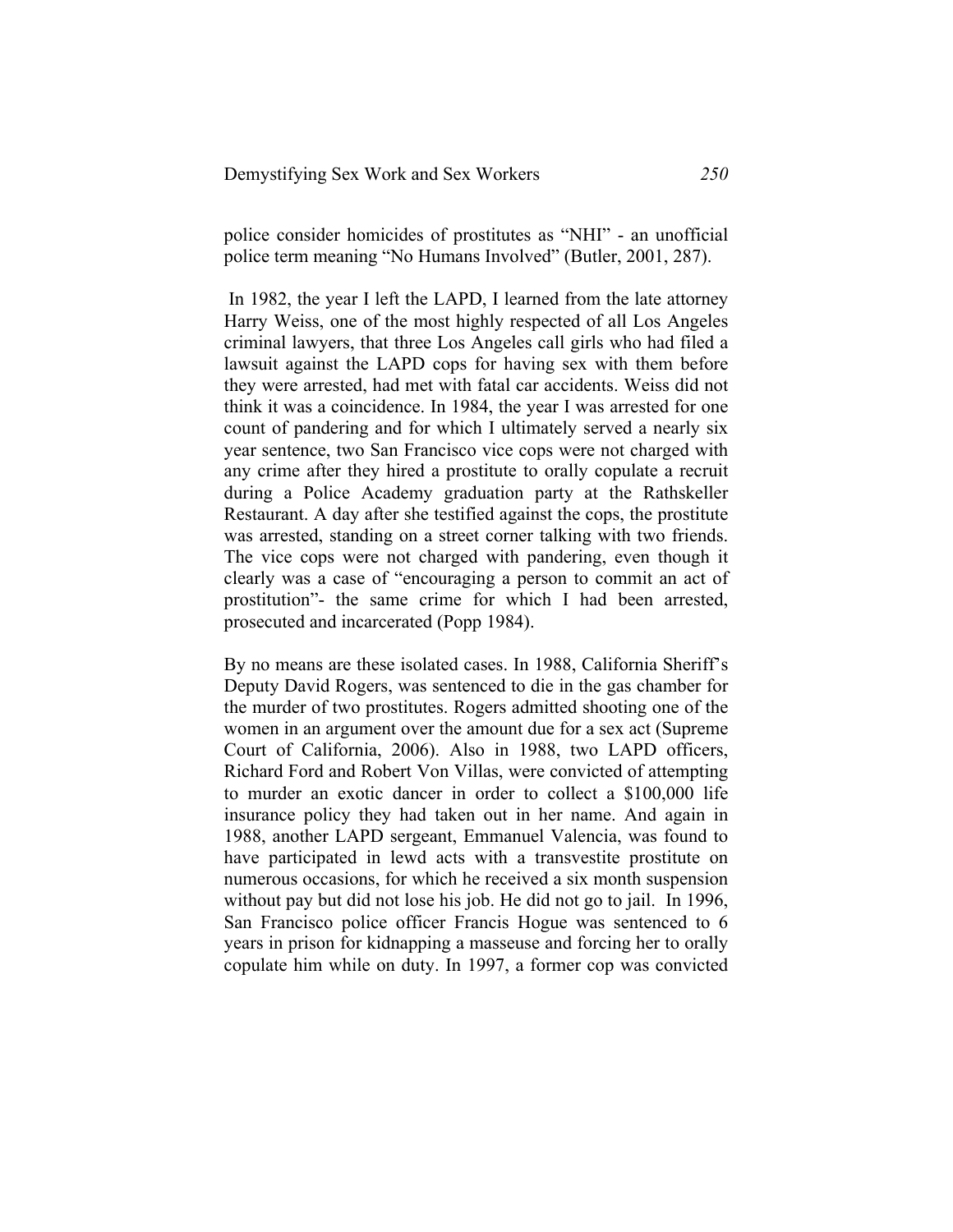police consider homicides of prostitutes as "NHI" - an unofficial police term meaning "No Humans Involved" (Butler, 2001, 287).

In 1982, the year I left the LAPD, I learned from the late attorney Harry Weiss, one of the most highly respected of all Los Angeles criminal lawyers, that three Los Angeles call girls who had filed a lawsuit against the LAPD cops for having sex with them before they were arrested, had met with fatal car accidents. Weiss did not think it was a coincidence. In 1984, the year I was arrested for one count of pandering and for which I ultimately served a nearly six year sentence, two San Francisco vice cops were not charged with any crime after they hired a prostitute to orally copulate a recruit during a Police Academy graduation party at the Rathskeller Restaurant. A day after she testified against the cops, the prostitute was arrested, standing on a street corner talking with two friends. The vice cops were not charged with pandering, even though it clearly was a case of "encouraging a person to commit an act of prostitution"- the same crime for which I had been arrested, prosecuted and incarcerated (Popp 1984).

By no means are these isolated cases. In 1988, California Sheriff's Deputy David Rogers, was sentenced to die in the gas chamber for the murder of two prostitutes. Rogers admitted shooting one of the women in an argument over the amount due for a sex act (Supreme Court of California, 2006). Also in 1988, two LAPD officers, Richard Ford and Robert Von Villas, were convicted of attempting to murder an exotic dancer in order to collect a $100,000 life insurance policy they had taken out in her name. And again in 1988, another LAPD sergeant, Emmanuel Valencia, was found to have participated in lewd acts with a transvestite prostitute on numerous occasions, for which he received a six month suspension without pay but did not lose his job. He did not go to jail. In 1996, San Francisco police officer Francis Hogue was sentenced to 6 years in prison for kidnapping a masseuse and forcing her to orally copulate him while on duty. In 1997, a former cop was convicted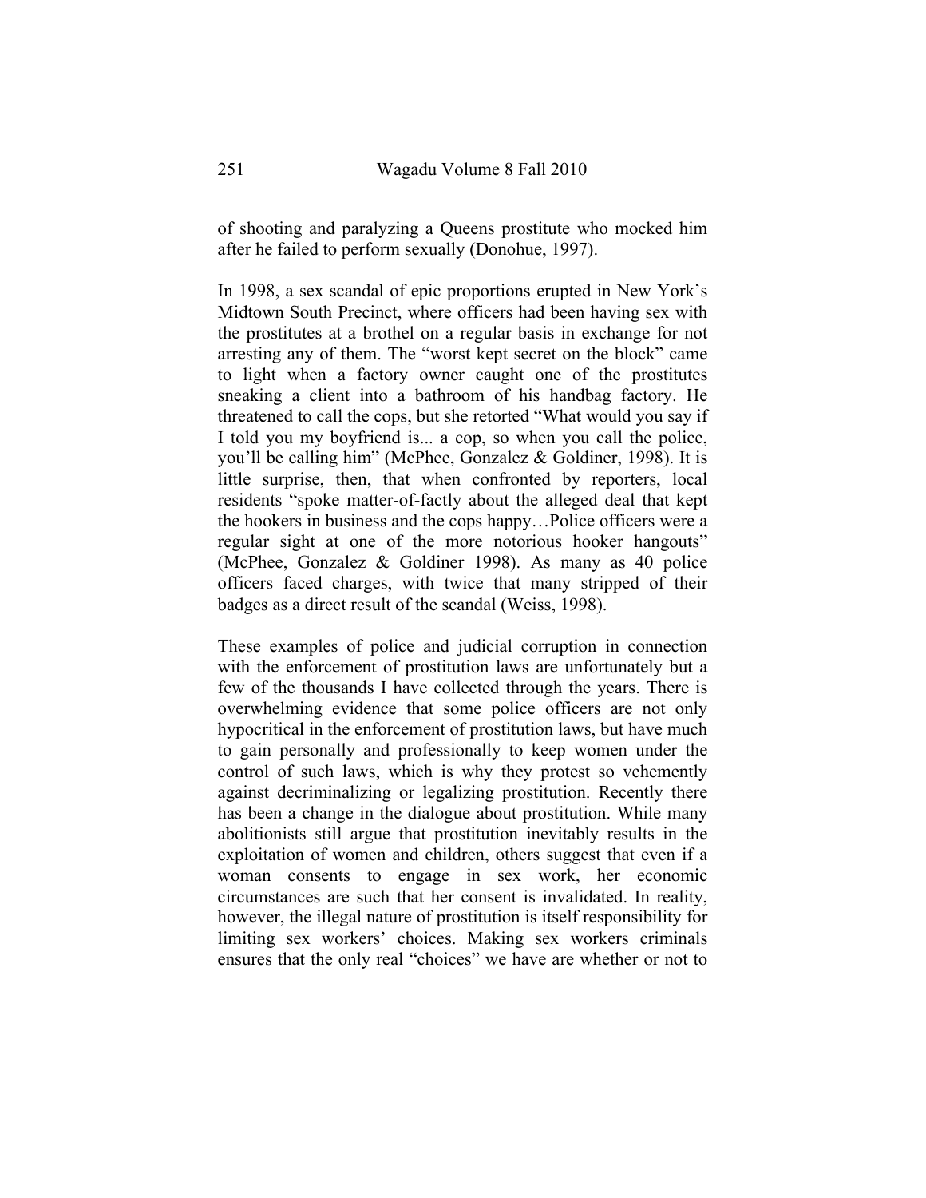of shooting and paralyzing a Queens prostitute who mocked him after he failed to perform sexually (Donohue, 1997).

In 1998, a sex scandal of epic proportions erupted in New York's Midtown South Precinct, where officers had been having sex with the prostitutes at a brothel on a regular basis in exchange for not arresting any of them. The "worst kept secret on the block" came to light when a factory owner caught one of the prostitutes sneaking a client into a bathroom of his handbag factory. He threatened to call the cops, but she retorted "What would you say if I told you my boyfriend is... a cop, so when you call the police, you'll be calling him" (McPhee, Gonzalez & Goldiner, 1998). It is little surprise, then, that when confronted by reporters, local residents "spoke matter-of-factly about the alleged deal that kept the hookers in business and the cops happy…Police officers were a regular sight at one of the more notorious hooker hangouts" (McPhee, Gonzalez & Goldiner 1998). As many as 40 police officers faced charges, with twice that many stripped of their badges as a direct result of the scandal (Weiss, 1998).

These examples of police and judicial corruption in connection with the enforcement of prostitution laws are unfortunately but a few of the thousands I have collected through the years. There is overwhelming evidence that some police officers are not only hypocritical in the enforcement of prostitution laws, but have much to gain personally and professionally to keep women under the control of such laws, which is why they protest so vehemently against decriminalizing or legalizing prostitution. Recently there has been a change in the dialogue about prostitution. While many abolitionists still argue that prostitution inevitably results in the exploitation of women and children, others suggest that even if a woman consents to engage in sex work, her economic circumstances are such that her consent is invalidated. In reality, however, the illegal nature of prostitution is itself responsibility for limiting sex workers' choices. Making sex workers criminals ensures that the only real "choices" we have are whether or not to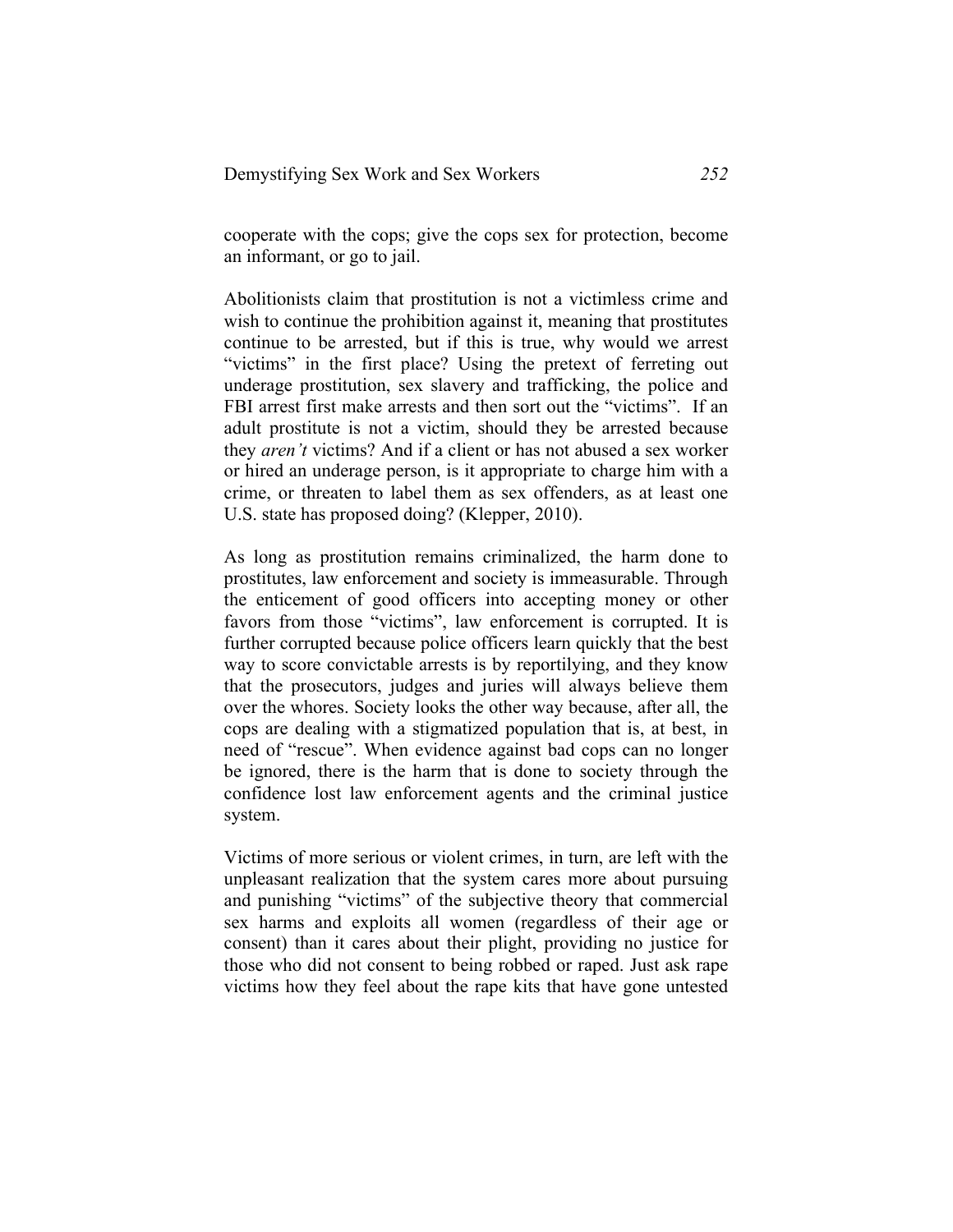cooperate with the cops; give the cops sex for protection, become an informant, or go to jail.

Abolitionists claim that prostitution is not a victimless crime and wish to continue the prohibition against it, meaning that prostitutes continue to be arrested, but if this is true, why would we arrest "victims" in the first place? Using the pretext of ferreting out underage prostitution, sex slavery and trafficking, the police and FBI arrest first make arrests and then sort out the "victims". If an adult prostitute is not a victim, should they be arrested because they *aren't* victims? And if a client or has not abused a sex worker or hired an underage person, is it appropriate to charge him with a crime, or threaten to label them as sex offenders, as at least one U.S. state has proposed doing? (Klepper, 2010).

As long as prostitution remains criminalized, the harm done to prostitutes, law enforcement and society is immeasurable. Through the enticement of good officers into accepting money or other favors from those "victims", law enforcement is corrupted. It is further corrupted because police officers learn quickly that the best way to score convictable arrests is by reportilying, and they know that the prosecutors, judges and juries will always believe them over the whores. Society looks the other way because, after all, the cops are dealing with a stigmatized population that is, at best, in need of "rescue". When evidence against bad cops can no longer be ignored, there is the harm that is done to society through the confidence lost law enforcement agents and the criminal justice system.

Victims of more serious or violent crimes, in turn, are left with the unpleasant realization that the system cares more about pursuing and punishing "victims" of the subjective theory that commercial sex harms and exploits all women (regardless of their age or consent) than it cares about their plight, providing no justice for those who did not consent to being robbed or raped. Just ask rape victims how they feel about the rape kits that have gone untested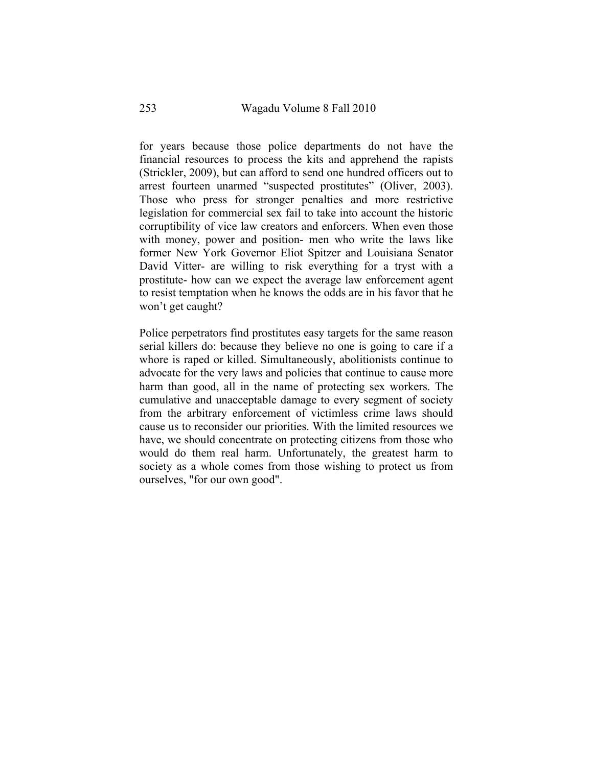for years because those police departments do not have the financial resources to process the kits and apprehend the rapists (Strickler, 2009), but can afford to send one hundred officers out to arrest fourteen unarmed "suspected prostitutes" (Oliver, 2003). Those who press for stronger penalties and more restrictive legislation for commercial sex fail to take into account the historic corruptibility of vice law creators and enforcers. When even those with money, power and position- men who write the laws like former New York Governor Eliot Spitzer and Louisiana Senator David Vitter- are willing to risk everything for a tryst with a prostitute- how can we expect the average law enforcement agent to resist temptation when he knows the odds are in his favor that he won't get caught?

Police perpetrators find prostitutes easy targets for the same reason serial killers do: because they believe no one is going to care if a whore is raped or killed. Simultaneously, abolitionists continue to advocate for the very laws and policies that continue to cause more harm than good, all in the name of protecting sex workers. The cumulative and unacceptable damage to every segment of society from the arbitrary enforcement of victimless crime laws should cause us to reconsider our priorities. With the limited resources we have, we should concentrate on protecting citizens from those who would do them real harm. Unfortunately, the greatest harm to society as a whole comes from those wishing to protect us from ourselves, "for our own good".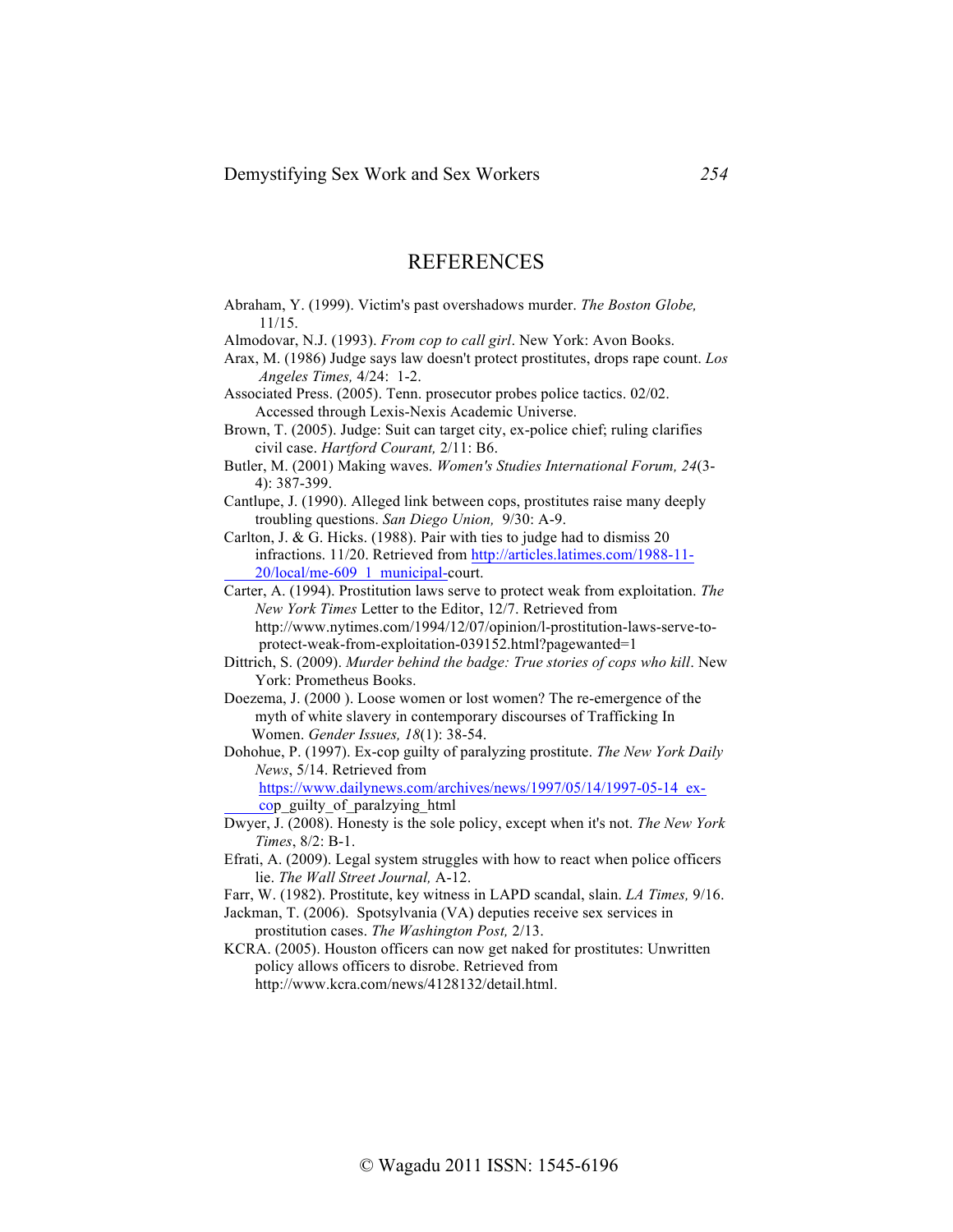## REFERENCES

Abraham, Y. (1999). Victim's past overshadows murder. *The Boston Globe,* 11/15.

Almodovar, N.J. (1993). *From cop to call girl*. New York: Avon Books.

Arax, M. (1986) Judge says law doesn't protect prostitutes, drops rape count. *Los Angeles Times,* 4/24: 1-2.

Associated Press. (2005). Tenn. prosecutor probes police tactics. 02/02. Accessed through Lexis-Nexis Academic Universe.

Brown, T. (2005). Judge: Suit can target city, ex-police chief; ruling clarifies civil case. *Hartford Courant,* 2/11: B6.

Butler, M. (2001) Making waves. *Women's Studies International Forum, 24*(3-4): 387-399.

Cantlupe, J. (1990). Alleged link between cops, prostitutes raise many deeply troubling questions. *San Diego Union,* 9/30: A-9.

Carlton, J. & G. Hicks. (1988). Pair with ties to judge had to dismiss 20 infractions. 11/20. Retrieved from http://articles.latimes.com/1988-11-20/local/me-609_1_municipal-court.

Carter, A. (1994). Prostitution laws serve to protect weak from exploitation. *The New York Times* Letter to the Editor, 12/7. Retrieved from http://www.nytimes.com/1994/12/07/opinion/l-prostitution-laws-serve-to-protect-weak-from-exploitation-039152.html?pagewanted=1

Dittrich, S. (2009). *Murder behind the badge: True stories of cops who kill*. New York: Prometheus Books.

Doezema, J. (2000 ). Loose women or lost women? The re-emergence of the myth of white slavery in contemporary discourses of Trafficking In Women. *Gender Issues, 18*(1): 38-54.

Dohohue, P. (1997). Ex-cop guilty of paralyzing prostitute. *The New York Daily News*, 5/14. Retrieved from https://www.dailynews.com/archives/news/1997/05/14/1997-05-14_ex-cop_guilty_of_paralzying_html

Dwyer, J. (2008). Honesty is the sole policy, except when it's not. *The New York Times*, 8/2: B-1.

Efrati, A. (2009). Legal system struggles with how to react when police officers lie. *The Wall Street Journal,* A-12.

Farr, W. (1982). Prostitute, key witness in LAPD scandal, slain. *LA Times,* 9/16.

Jackman, T. (2006). Spotsylvania (VA) deputies receive sex services in prostitution cases. *The Washington Post,* 2/13.

KCRA. (2005). Houston officers can now get naked for prostitutes: Unwritten policy allows officers to disrobe. Retrieved from http://www.kcra.com/news/4128132/detail.html.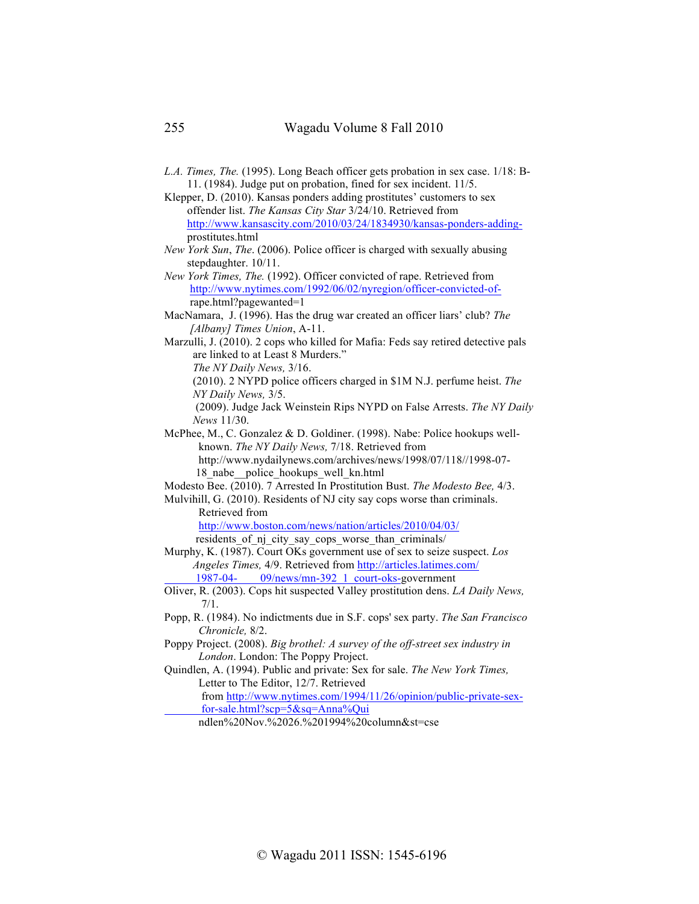*L.A. Times, The.* (1995). Long Beach officer gets probation in sex case. 1/18: B-11. (1984). Judge put on probation, fined for sex incident. 11/5.

Klepper, D. (2010). Kansas ponders adding prostitutes' customers to sex offender list. *The Kansas City Star* 3/24/10. Retrieved from http://www.kansascity.com/2010/03/24/1834930/kansas-ponders-adding-prostitutes.html

*New York Sun*, *The*. (2006). Police officer is charged with sexually abusing stepdaughter. 10/11.

*New York Times, The.* (1992). Officer convicted of rape. Retrieved from http://www.nytimes.com/1992/06/02/nyregion/officer-convicted-of-rape.html?pagewanted=1

MacNamara, J. (1996). Has the drug war created an officer liars' club? *The [Albany] Times Union*, A-11.

Marzulli, J. (2010). 2 cops who killed for Mafia: Feds say retired detective pals are linked to at Least 8 Murders." *The NY Daily News,* 3/16.

(2010). 2 NYPD police officers charged in $1M N.J. perfume heist. *The NY Daily News,* 3/5.

(2009). Judge Jack Weinstein Rips NYPD on False Arrests. *The NY Daily News* 11/30.

McPhee, M., C. Gonzalez & D. Goldiner. (1998). Nabe: Police hookups well-known. *The NY Daily News,* 7/18. Retrieved from http://www.nydailynews.com/archives/news/1998/07/118//1998-07-18_nabe__police_hookups_well_kn.html

Modesto Bee. (2010). 7 Arrested In Prostitution Bust. *The Modesto Bee,* 4/3.

Mulvihill, G. (2010). Residents of NJ city say cops worse than criminals. Retrieved from http://www.boston.com/news/nation/articles/2010/04/03/residents_of_nj_city_say_cops_worse_than_criminals/

Murphy, K. (1987). Court OKs government use of sex to seize suspect. *Los Angeles Times,* 4/9. Retrieved from http://articles.latimes.com/1987-04-09/news/mn-392_1_court-oks-government

Oliver, R. (2003). Cops hit suspected Valley prostitution dens. *LA Daily News,* 7/1.

Popp, R. (1984). No indictments due in S.F. cops' sex party. *The San Francisco Chronicle,* 8/2.

Poppy Project. (2008). *Big brothel: A survey of the off-street sex industry in London*. London: The Poppy Project.

Quindlen, A. (1994). Public and private: Sex for sale. *The New York Times,* Letter to The Editor, 12/7. Retrieved from http://www.nytimes.com/1994/11/26/opinion/public-private-sex-for-sale.html?scp=5&sq=Anna%Quindlen%20Nov.%2026.%201994%20column&st=cse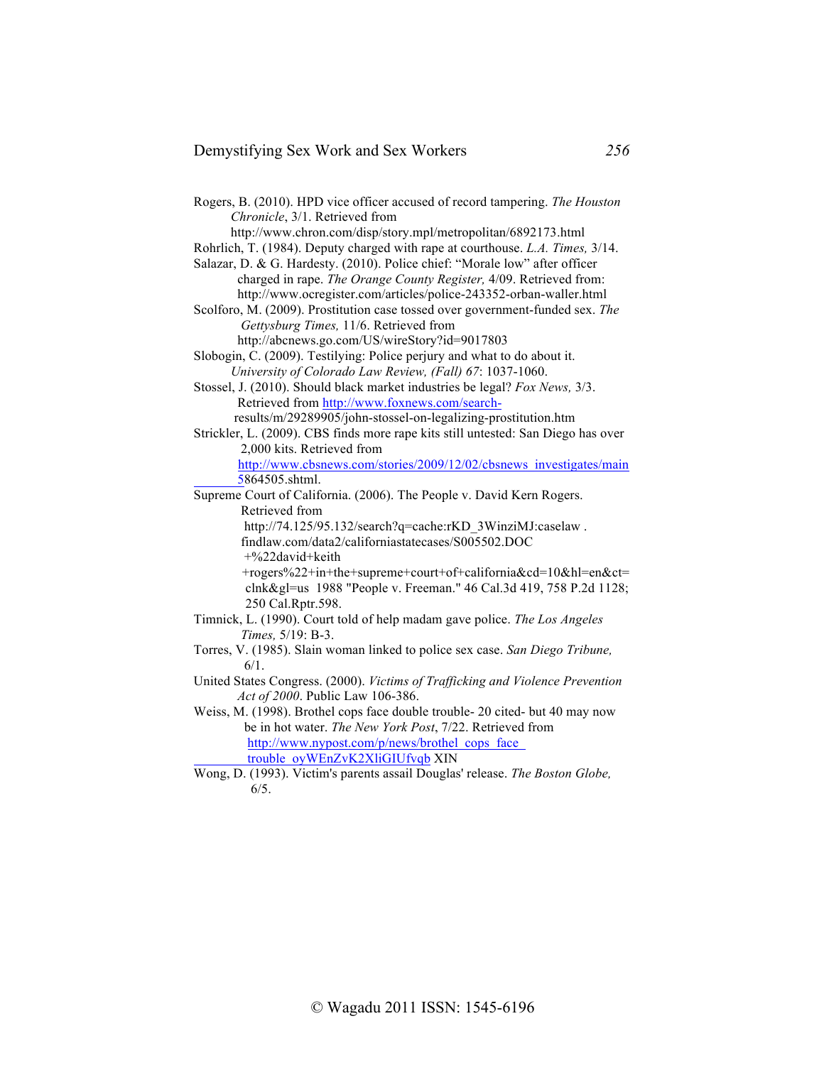Rogers, B. (2010). HPD vice officer accused of record tampering. *The Houston Chronicle*, 3/1. Retrieved from http://www.chron.com/disp/story.mpl/metropolitan/6892173.html

Rohrlich, T. (1984). Deputy charged with rape at courthouse. *L.A. Times,* 3/14.

Salazar, D. & G. Hardesty. (2010). Police chief: "Morale low" after officer charged in rape. *The Orange County Register,* 4/09. Retrieved from: http://www.ocregister.com/articles/police-243352-orban-waller.html

Scolforo, M. (2009). Prostitution case tossed over government-funded sex. *The Gettysburg Times,* 11/6. Retrieved from http://abcnews.go.com/US/wireStory?id=9017803

Slobogin, C. (2009). Testilying: Police perjury and what to do about it. *University of Colorado Law Review, (Fall) 67*: 1037-1060.

Stossel, J. (2010). Should black market industries be legal? *Fox News,* 3/3. Retrieved from http://www.foxnews.com/search-results/m/29289905/john-stossel-on-legalizing-prostitution.htm

Strickler, L. (2009). CBS finds more rape kits still untested: San Diego has over 2,000 kits. Retrieved from http://www.cbsnews.com/stories/2009/12/02/cbsnews_investigates/main5864505.shtml.

Supreme Court of California. (2006). The People v. David Kern Rogers. Retrieved from http://74.125/95.132/search?q=cache:rKD_3WinziMJ:caselaw . findlaw.com/data2/californiastatecases/S005502.DOC +%22david+keith +rogers%22+in+the+supreme+court+of+california&cd=10&hl=en&ct=clnk&gl=us 1988 "People v. Freeman." 46 Cal.3d 419, 758 P.2d 1128; 250 Cal.Rptr.598.

Timnick, L. (1990). Court told of help madam gave police. *The Los Angeles Times,* 5/19: B-3.

Torres, V. (1985). Slain woman linked to police sex case. *San Diego Tribune,* 6/1.

United States Congress. (2000). *Victims of Trafficking and Violence Prevention Act of 2000*. Public Law 106-386.

Weiss, M. (1998). Brothel cops face double trouble- 20 cited- but 40 may now be in hot water. *The New York Post*, 7/22. Retrieved from http://www.nypost.com/p/news/brothel_cops_face_trouble_oyWEnZvK2XliGIUfvqb XIN

Wong, D. (1993). Victim's parents assail Douglas' release. *The Boston Globe,* 6/5.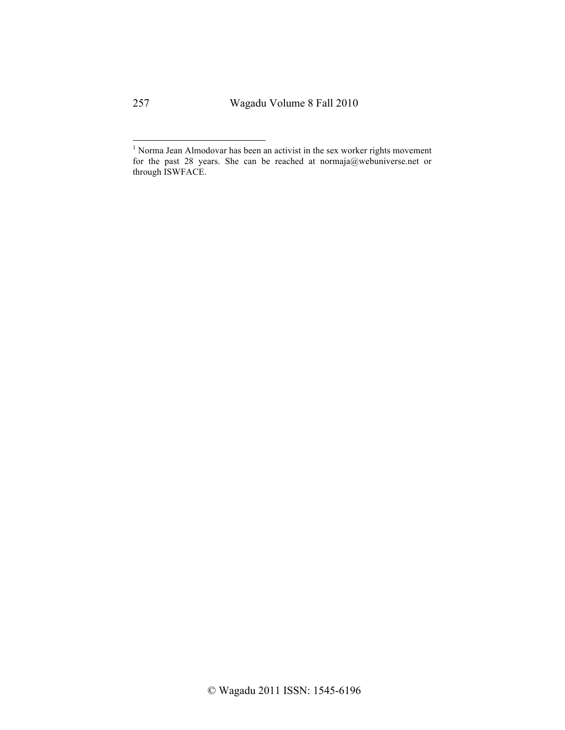[1] Norma Jean Almodovar has been an activist in the sex worker rights movement for the past 28 years. She can be reached at normaja@webuniverse.net or through ISWFACE.